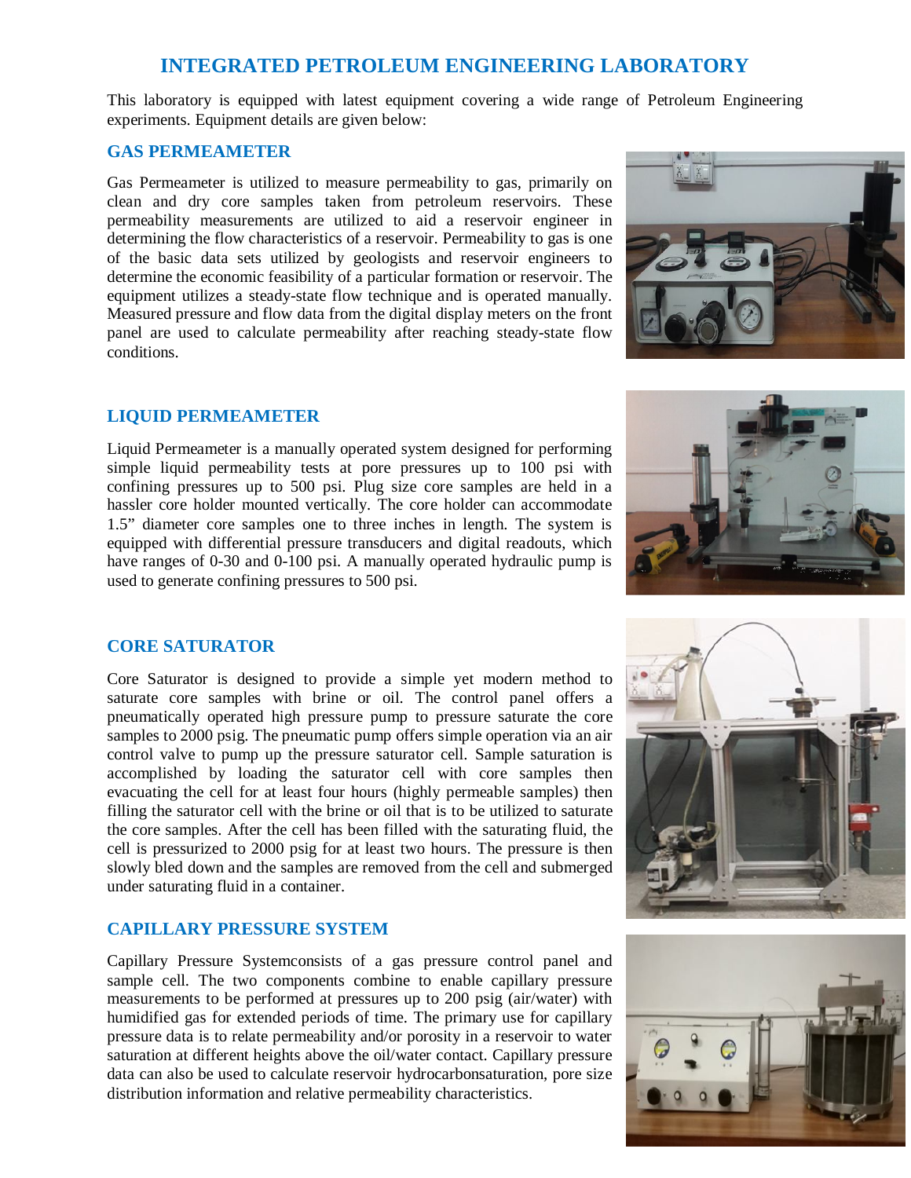# INTEGRATED PETROLEUM ENGINEERING LABORATORY

This laboratory is equipped with latest equipment covering a wide range of Petroleum Engineering experiments. Equipment details are given below:

## GAS PERMEAMETER

Gas Permeameter is utilized to measure permeability to gas, primarily on clean and dry core samples taken from petroleum reservoirs. These permeability measurements are utilized to aid a reservoir engineer in determining the flow characteristics of a reservoir. Permeability to gas is one of the basic data sets utilized by geologists and reservoir engineers to determine the economic feasibility of a particular formation or reservoir. The equipment utilizes a steady-state flow technique and is operated manually. Measured pressure and flow data from the digital display meters on the front panel are used to calculate permeability after reaching steady-state flow conditions.

## LIQUID PERMEAMETER

Liquid Permeameter is a manually operated system designed for performing simple liquid permeability tests at pore pressures up to 100 psi with confining pressures up to 500 psi. Plug size core samples are held in a hassler core holder mounted vertically. The core holder can accommodate 1.5" diameter core samples one to three inches in length. The system is equipped with differential pressure transducers and digital readouts, which have ranges of 0-30 and 0-100 psi. A manually operated hydraulic pump is used to generate confining pressures to 500 psi.

## CORE SATURATOR

Core Saturator is designed to provide a simple yet modern method to saturate core samples with brine or oil. The control panel offers a pneumatically operated high pressure pump to pressure saturate the core samples to 2000 psig. The pneumatic pump offers simple operation via an air control valve to pump up the pressure saturator cell. Sample saturation is accomplished by loading the saturator cell with core samples then evacuating the cell for at least four hours (highly permeable samples) then filling the saturator cell with the brine or oil that is to be utilized to saturate the core samples. After the cell has been filled with the saturating fluid, the cell is pressurized to 2000 psig for at least two hours. The pressure is then slowly bled down and the samples are removed from the cell and submerged under saturating fluid in a container.

## CAPILLARY PRESSURE SYSTEM

Capillary Pressure Systemconsists of a gas pressure control panel and sample cell. The two components combine to enable capillary pressure measurements to be performed at pressures up to 200 psig (air/water) with humidified gas for extended periods of time. The primary use for capillary pressure data is to relate permeability and/or porosity in a reservoir to water saturation at different heights above the oil/water contact. Capillary pressure data can also be used to calculate reservoir hydrocarbonsaturation, pore size distribution information and relative permeability characteristics.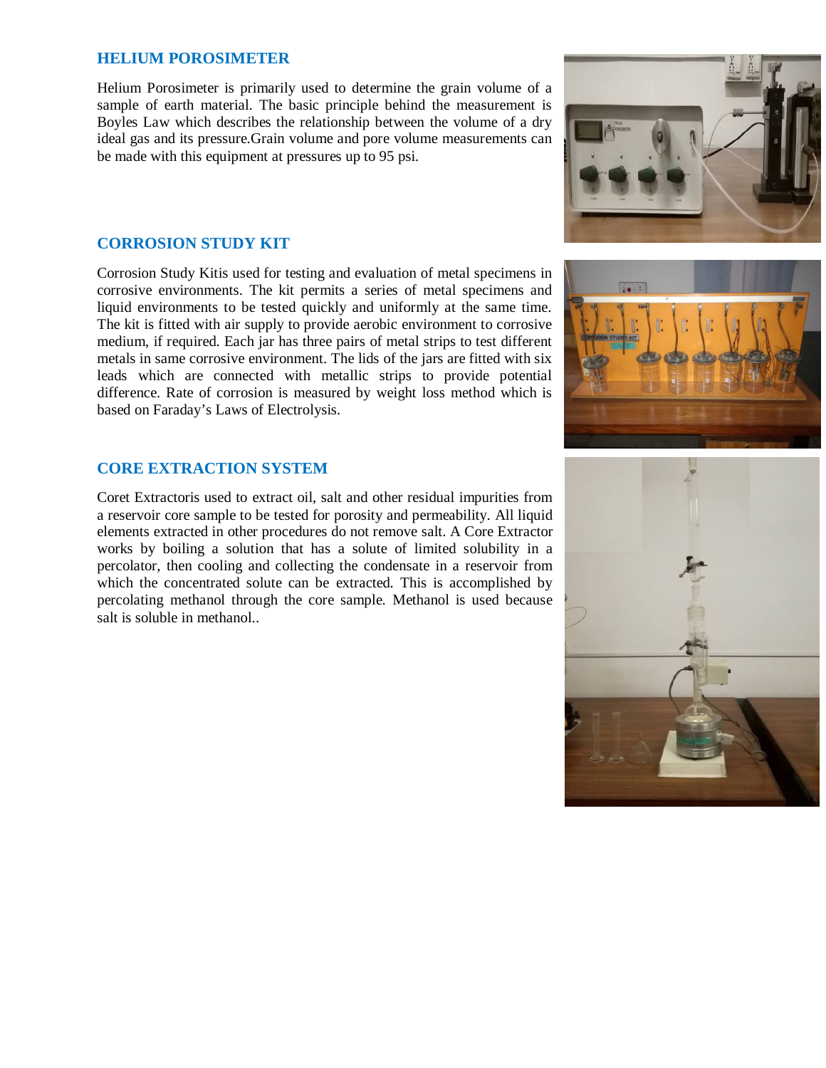## HELIUM POROSIMETER

Helium Porosimeter is primarily used to determine the grain volume of a sample of earth material. The basic principle behind the measurement is Boyles Law which describes the relationship between the volume of a dry ideal gas and its pressure.Grain volume and pore volume measurements can be made with this equipment at pressures up to 95 psi.

## CORROSION STUDY KIT

Corrosion Study Kitis used for testing and evaluation of metal specimens in corrosive environments. The kit permits a series of metal specimens and liquid environments to be tested quickly and uniformly at the same time. The kit is fitted with air supply to provide aerobic environment to corrosive medium, if required. Each jar has three pairs of metal strips to test different metals in same corrosive environment. The lids of the jars are fitted with six leads which are connected with metallic strips to provide potential difference. Rate of corrosion is measured by weight loss method which is based on Faraday's Laws of Electrolysis.

## CORE EXTRACTION SYSTEM

Coret Extractoris used to extract oil, salt and other residual impurities from a reservoir core sample to be tested for porosity and permeability. All liquid elements extracted in other procedures do not remove salt. A Core Extractor works by boiling a solution that has a solute of limited solubility in a percolator, then cooling and collecting the condensate in a reservoir from which the concentrated solute can be extracted. This is accomplished by percolating methanol through the core sample. Methanol is used because salt is soluble in methanol..